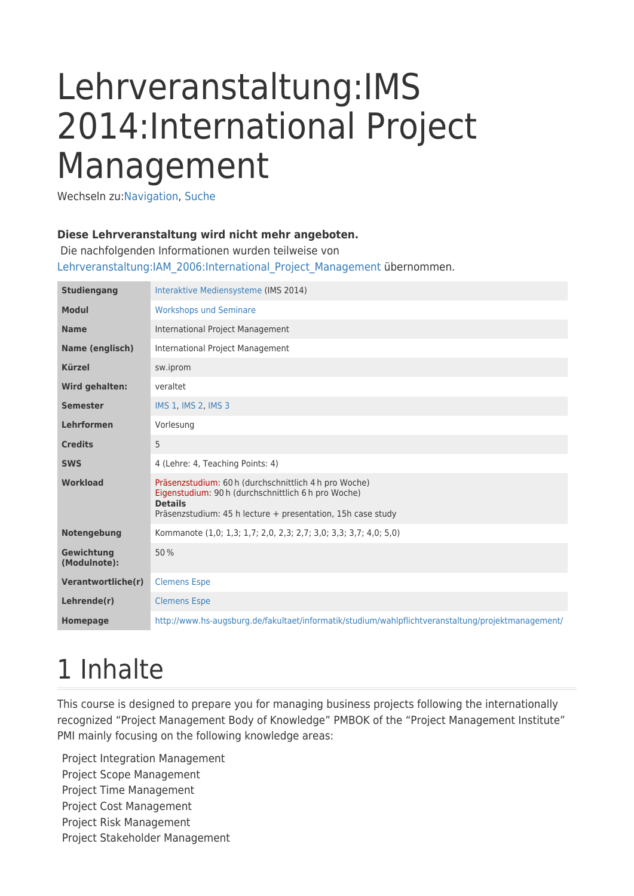# Lehrveranstaltung:IMS 2014:International Project Management

Wechseln zu:Navigation, Suche

**Diese Lehrveranstaltung wird nicht mehr angeboten.**
Die nachfolgenden Informationen wurden teilweise von Lehrveranstaltung:IAM_2006:International_Project_Management übernommen.

| | |
|---|---|
| **Studiengang** | Interaktive Mediensysteme (IMS 2014) |
| **Modul** | Workshops und Seminare |
| **Name** | International Project Management |
| **Name (englisch)** | International Project Management |
| **Kürzel** | sw.iprom |
| **Wird gehalten:** | veraltet |
| **Semester** | IMS 1, IMS 2, IMS 3 |
| **Lehrformen** | Vorlesung |
| **Credits** | 5 |
| **SWS** | 4 (Lehre: 4, Teaching Points: 4) |
| **Workload** | Präsenzstudium: 60 h (durchschnittlich 4 h pro Woche)<br>Eigenstudium: 90 h (durchschnittlich 6 h pro Woche)<br>**Details**<br>Präsenzstudium: 45 h lecture + presentation, 15h case study |
| **Notengebung** | Kommanote (1,0; 1,3; 1,7; 2,0, 2,3; 2,7; 3,0; 3,3; 3,7; 4,0; 5,0) |
| **Gewichtung (Modulnote):** | 50 % |
| **Verantwortliche(r)** | Clemens Espe |
| **Lehrende(r)** | Clemens Espe |
| **Homepage** | http://www.hs-augsburg.de/fakultaet/informatik/studium/wahlpflichtveranstaltung/projektmanagement/ |

# 1 Inhalte

This course is designed to prepare you for managing business projects following the internationally recognized "Project Management Body of Knowledge" PMBOK of the "Project Management Institute" PMI mainly focusing on the following knowledge areas:

Project Integration Management
Project Scope Management
Project Time Management
Project Cost Management
Project Risk Management
Project Stakeholder Management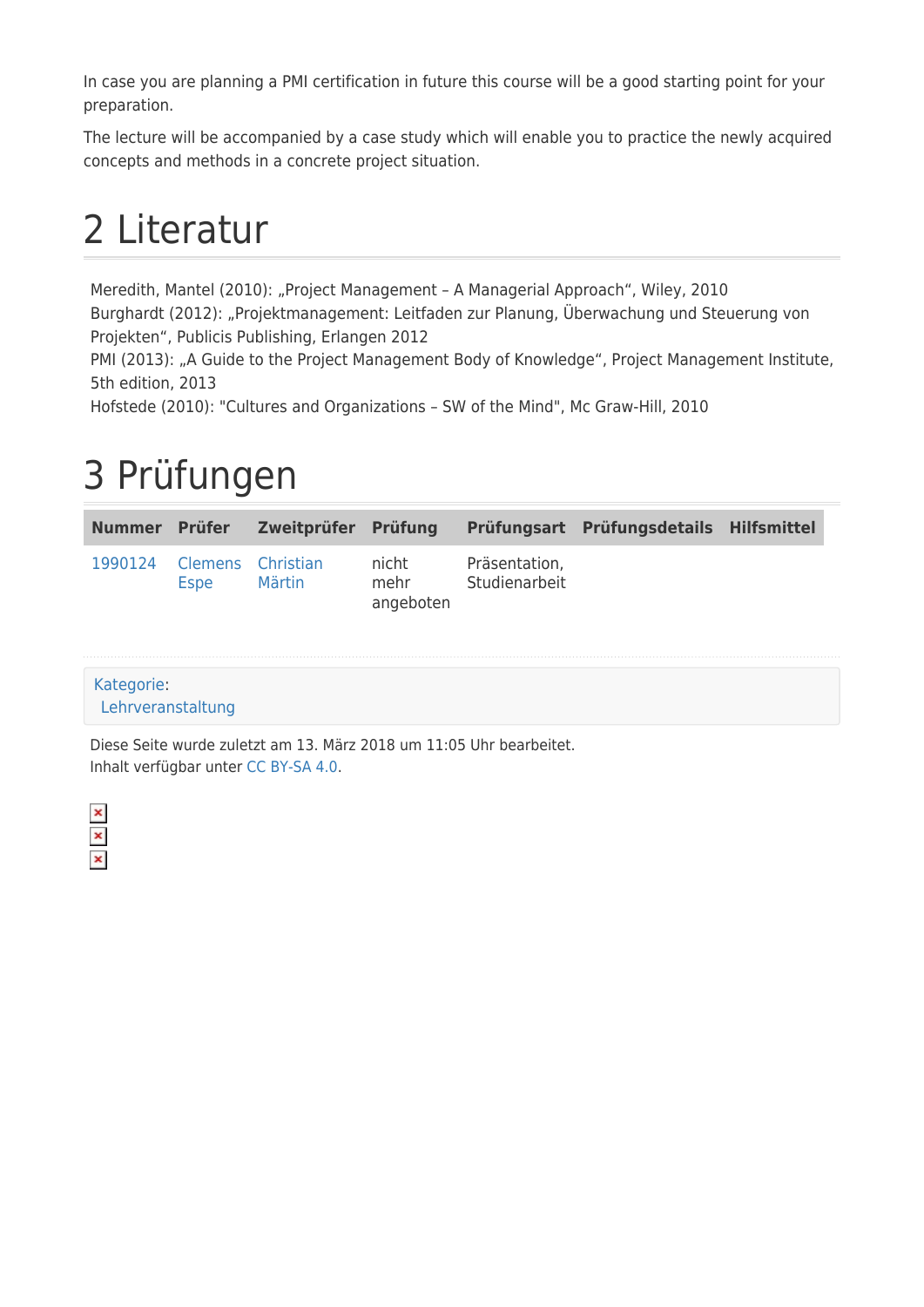In case you are planning a PMI certification in future this course will be a good starting point for your preparation.

The lecture will be accompanied by a case study which will enable you to practice the newly acquired concepts and methods in a concrete project situation.

# 2 Literatur

Meredith, Mantel (2010): „Project Management – A Managerial Approach“, Wiley, 2010
Burghardt (2012): „Projektmanagement: Leitfaden zur Planung, Überwachung und Steuerung von Projekten“, Publicis Publishing, Erlangen 2012
PMI (2013): „A Guide to the Project Management Body of Knowledge“, Project Management Institute, 5th edition, 2013
Hofstede (2010): "Cultures and Organizations – SW of the Mind", Mc Graw-Hill, 2010

# 3 Prüfungen

| Nummer | Prüfer | Zweitprüfer | Prüfung | Prüfungsart | Prüfungsdetails | Hilfsmittel |
|---|---|---|---|---|---|---|
| 1990124 | Clemens Espe | Christian Märtin | nicht mehr angeboten | Präsentation, Studienarbeit | | |

Kategorie:
Lehrveranstaltung

Diese Seite wurde zuletzt am 13. März 2018 um 11:05 Uhr bearbeitet.
Inhalt verfügbar unter CC BY-SA 4.0.